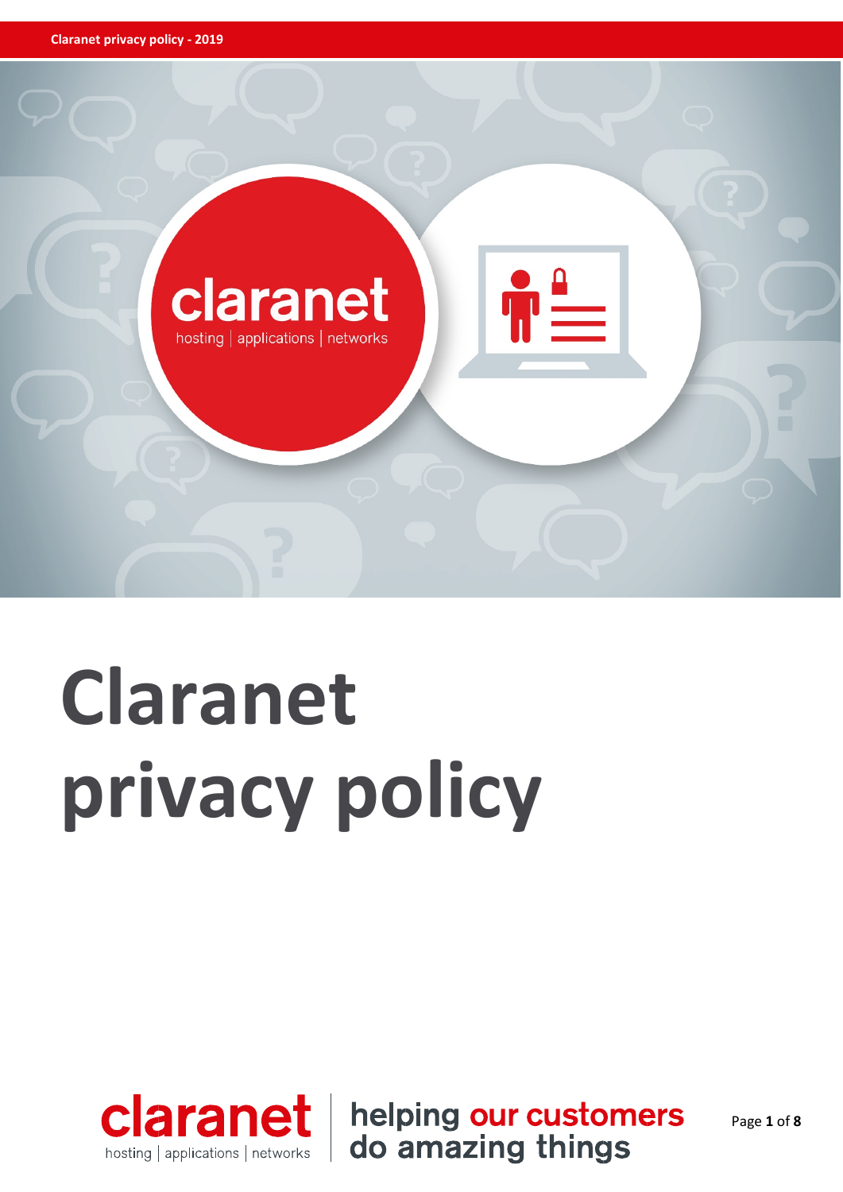# Claranet privacy policy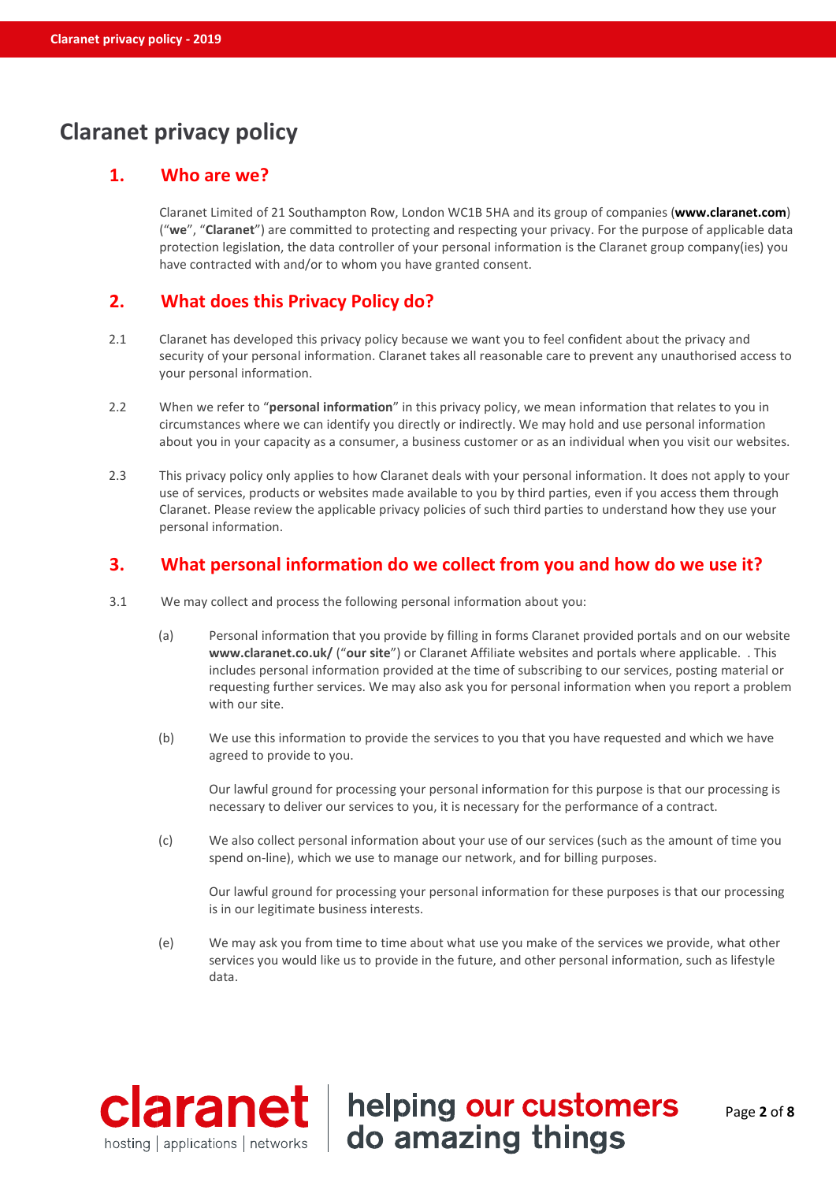# Claranet privacy policy

## 1. Who are we?

Claranet Limited of 21 Southampton Row, London WC1B 5HA and its group of companies (**www.claranet.com**) ("**we**", "**Claranet**") are committed to protecting and respecting your privacy. For the purpose of applicable data protection legislation, the data controller of your personal information is the Claranet group company(ies) you have contracted with and/or to whom you have granted consent.

## 2. What does this Privacy Policy do?

2.1 Claranet has developed this privacy policy because we want you to feel confident about the privacy and security of your personal information. Claranet takes all reasonable care to prevent any unauthorised access to your personal information.

2.2 When we refer to "**personal information**" in this privacy policy, we mean information that relates to you in circumstances where we can identify you directly or indirectly. We may hold and use personal information about you in your capacity as a consumer, a business customer or as an individual when you visit our websites.

2.3 This privacy policy only applies to how Claranet deals with your personal information. It does not apply to your use of services, products or websites made available to you by third parties, even if you access them through Claranet. Please review the applicable privacy policies of such third parties to understand how they use your personal information.

## 3. What personal information do we collect from you and how do we use it?

3.1 We may collect and process the following personal information about you:

(a) Personal information that you provide by filling in forms Claranet provided portals and on our website **www.claranet.co.uk/** ("**our site**") or Claranet Affiliate websites and portals where applicable. . This includes personal information provided at the time of subscribing to our services, posting material or requesting further services. We may also ask you for personal information when you report a problem with our site.

(b) We use this information to provide the services to you that you have requested and which we have agreed to provide to you.

Our lawful ground for processing your personal information for this purpose is that our processing is necessary to deliver our services to you, it is necessary for the performance of a contract.

(c) We also collect personal information about your use of our services (such as the amount of time you spend on-line), which we use to manage our network, and for billing purposes.

Our lawful ground for processing your personal information for these purposes is that our processing is in our legitimate business interests.

(e) We may ask you from time to time about what use you make of the services we provide, what other services you would like us to provide in the future, and other personal information, such as lifestyle data.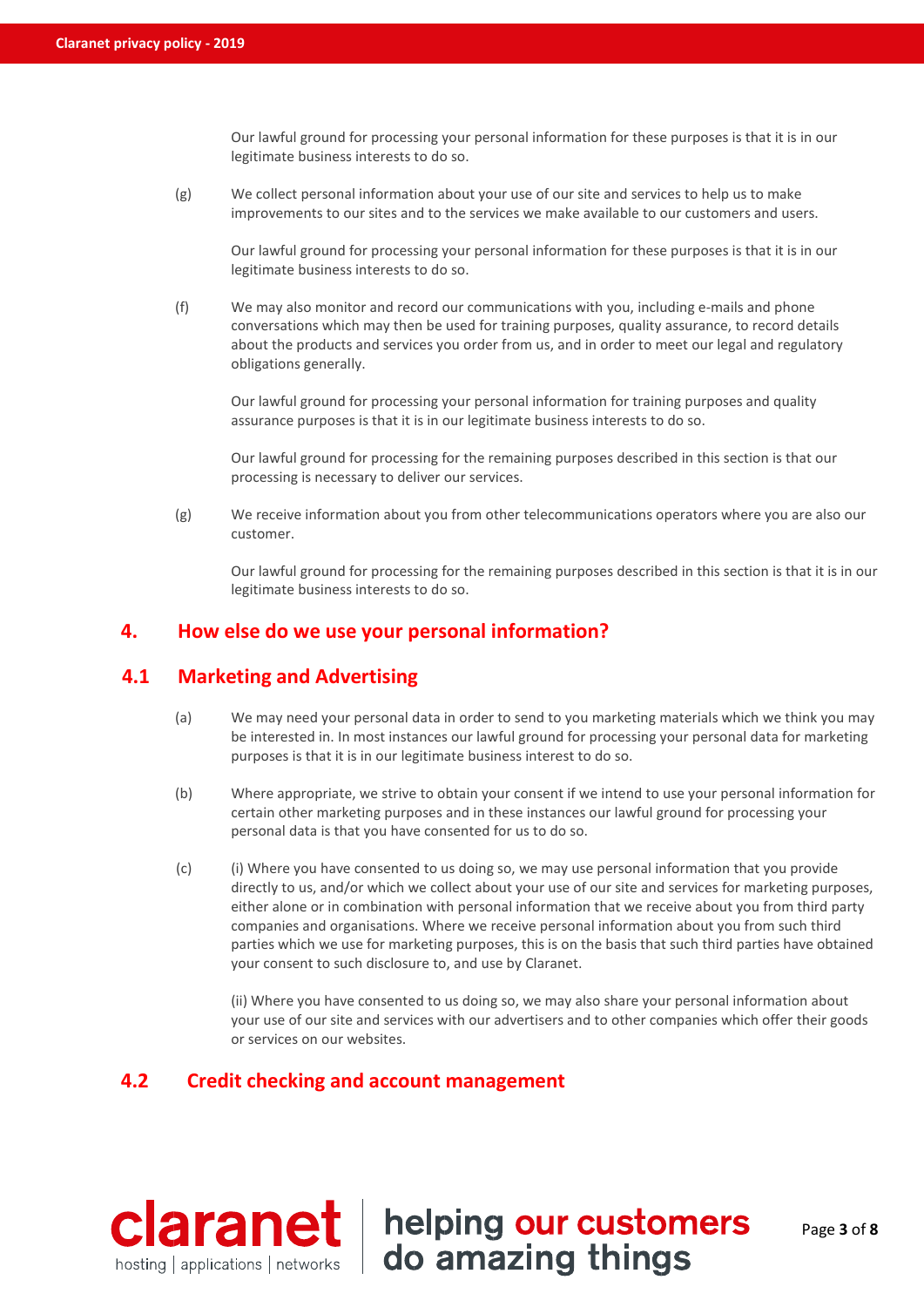Our lawful ground for processing your personal information for these purposes is that it is in our legitimate business interests to do so.

(g) We collect personal information about your use of our site and services to help us to make improvements to our sites and to the services we make available to our customers and users.

Our lawful ground for processing your personal information for these purposes is that it is in our legitimate business interests to do so.

(f) We may also monitor and record our communications with you, including e-mails and phone conversations which may then be used for training purposes, quality assurance, to record details about the products and services you order from us, and in order to meet our legal and regulatory obligations generally.

Our lawful ground for processing your personal information for training purposes and quality assurance purposes is that it is in our legitimate business interests to do so.

Our lawful ground for processing for the remaining purposes described in this section is that our processing is necessary to deliver our services.

(g) We receive information about you from other telecommunications operators where you are also our customer.

Our lawful ground for processing for the remaining purposes described in this section is that it is in our legitimate business interests to do so.

## 4. How else do we use your personal information?

### 4.1 Marketing and Advertising

(a) We may need your personal data in order to send to you marketing materials which we think you may be interested in. In most instances our lawful ground for processing your personal data for marketing purposes is that it is in our legitimate business interest to do so.

(b) Where appropriate, we strive to obtain your consent if we intend to use your personal information for certain other marketing purposes and in these instances our lawful ground for processing your personal data is that you have consented for us to do so.

(c) (i) Where you have consented to us doing so, we may use personal information that you provide directly to us, and/or which we collect about your use of our site and services for marketing purposes, either alone or in combination with personal information that we receive about you from third party companies and organisations. Where we receive personal information about you from such third parties which we use for marketing purposes, this is on the basis that such third parties have obtained your consent to such disclosure to, and use by Claranet.

(ii) Where you have consented to us doing so, we may also share your personal information about your use of our site and services with our advertisers and to other companies which offer their goods or services on our websites.

### 4.2 Credit checking and account management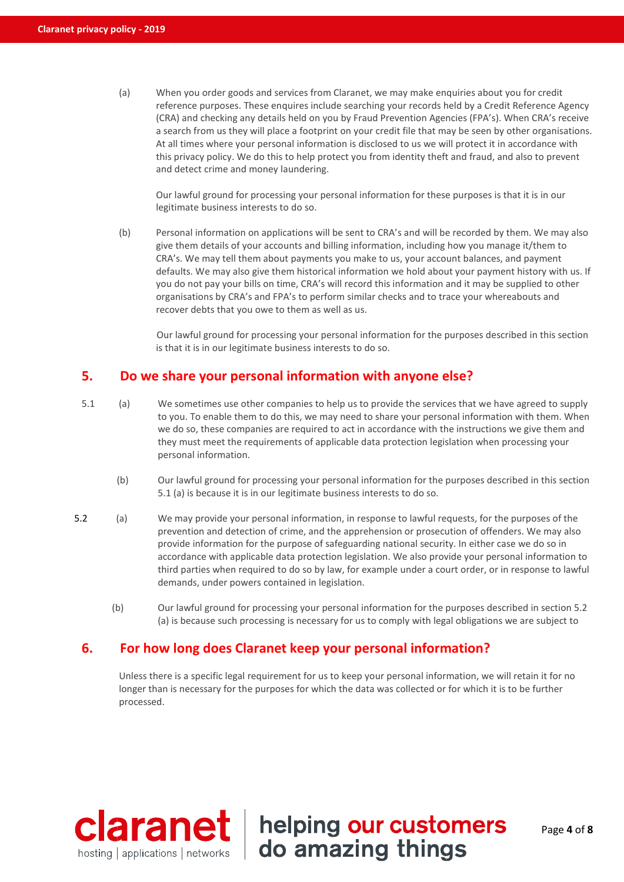(a) When you order goods and services from Claranet, we may make enquiries about you for credit reference purposes. These enquires include searching your records held by a Credit Reference Agency (CRA) and checking any details held on you by Fraud Prevention Agencies (FPA's). When CRA's receive a search from us they will place a footprint on your credit file that may be seen by other organisations. At all times where your personal information is disclosed to us we will protect it in accordance with this privacy policy. We do this to help protect you from identity theft and fraud, and also to prevent and detect crime and money laundering.

Our lawful ground for processing your personal information for these purposes is that it is in our legitimate business interests to do so.

(b) Personal information on applications will be sent to CRA's and will be recorded by them. We may also give them details of your accounts and billing information, including how you manage it/them to CRA's. We may tell them about payments you make to us, your account balances, and payment defaults. We may also give them historical information we hold about your payment history with us. If you do not pay your bills on time, CRA's will record this information and it may be supplied to other organisations by CRA's and FPA's to perform similar checks and to trace your whereabouts and recover debts that you owe to them as well as us.

Our lawful ground for processing your personal information for the purposes described in this section is that it is in our legitimate business interests to do so.

## 5. Do we share your personal information with anyone else?

5.1 (a) We sometimes use other companies to help us to provide the services that we have agreed to supply to you. To enable them to do this, we may need to share your personal information with them. When we do so, these companies are required to act in accordance with the instructions we give them and they must meet the requirements of applicable data protection legislation when processing your personal information.

(b) Our lawful ground for processing your personal information for the purposes described in this section 5.1 (a) is because it is in our legitimate business interests to do so.

5.2 (a) We may provide your personal information, in response to lawful requests, for the purposes of the prevention and detection of crime, and the apprehension or prosecution of offenders. We may also provide information for the purpose of safeguarding national security. In either case we do so in accordance with applicable data protection legislation. We also provide your personal information to third parties when required to do so by law, for example under a court order, or in response to lawful demands, under powers contained in legislation.

(b) Our lawful ground for processing your personal information for the purposes described in section 5.2 (a) is because such processing is necessary for us to comply with legal obligations we are subject to

## 6. For how long does Claranet keep your personal information?

Unless there is a specific legal requirement for us to keep your personal information, we will retain it for no longer than is necessary for the purposes for which the data was collected or for which it is to be further processed.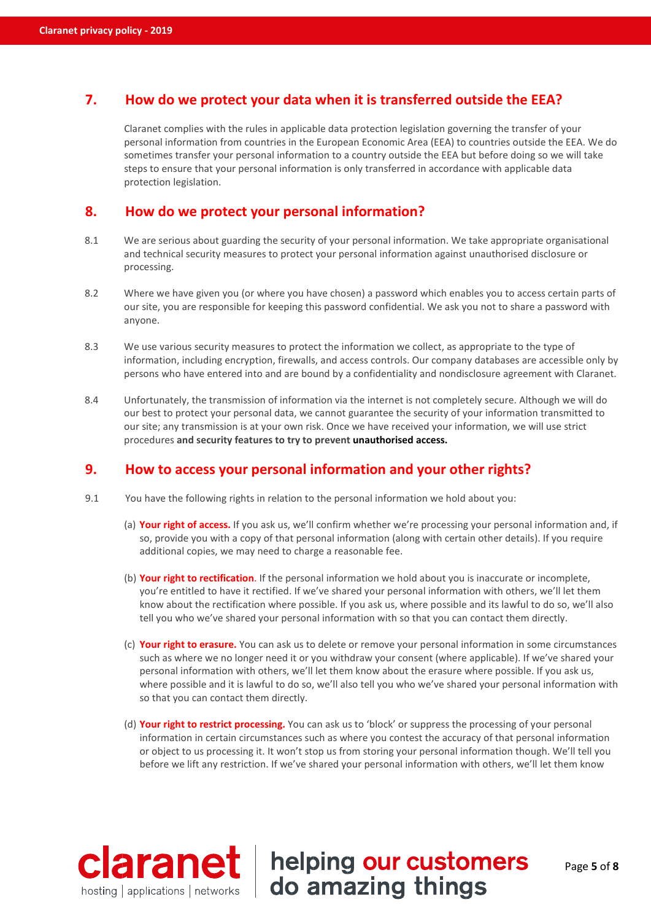## 7. How do we protect your data when it is transferred outside the EEA?

Claranet complies with the rules in applicable data protection legislation governing the transfer of your personal information from countries in the European Economic Area (EEA) to countries outside the EEA. We do sometimes transfer your personal information to a country outside the EEA but before doing so we will take steps to ensure that your personal information is only transferred in accordance with applicable data protection legislation.

## 8. How do we protect your personal information?

8.1 We are serious about guarding the security of your personal information. We take appropriate organisational and technical security measures to protect your personal information against unauthorised disclosure or processing.

8.2 Where we have given you (or where you have chosen) a password which enables you to access certain parts of our site, you are responsible for keeping this password confidential. We ask you not to share a password with anyone.

8.3 We use various security measures to protect the information we collect, as appropriate to the type of information, including encryption, firewalls, and access controls. Our company databases are accessible only by persons who have entered into and are bound by a confidentiality and nondisclosure agreement with Claranet.

8.4 Unfortunately, the transmission of information via the internet is not completely secure. Although we will do our best to protect your personal data, we cannot guarantee the security of your information transmitted to our site; any transmission is at your own risk. Once we have received your information, we will use strict procedures **and security features to try to prevent unauthorised access.**

## 9. How to access your personal information and your other rights?

9.1 You have the following rights in relation to the personal information we hold about you:

(a) **Your right of access.** If you ask us, we'll confirm whether we're processing your personal information and, if so, provide you with a copy of that personal information (along with certain other details). If you require additional copies, we may need to charge a reasonable fee.

(b) **Your right to rectification**. If the personal information we hold about you is inaccurate or incomplete, you're entitled to have it rectified. If we've shared your personal information with others, we'll let them know about the rectification where possible. If you ask us, where possible and its lawful to do so, we'll also tell you who we've shared your personal information with so that you can contact them directly.

(c) **Your right to erasure.** You can ask us to delete or remove your personal information in some circumstances such as where we no longer need it or you withdraw your consent (where applicable). If we've shared your personal information with others, we'll let them know about the erasure where possible. If you ask us, where possible and it is lawful to do so, we'll also tell you who we've shared your personal information with so that you can contact them directly.

(d) **Your right to restrict processing.** You can ask us to 'block' or suppress the processing of your personal information in certain circumstances such as where you contest the accuracy of that personal information or object to us processing it. It won't stop us from storing your personal information though. We'll tell you before we lift any restriction. If we've shared your personal information with others, we'll let them know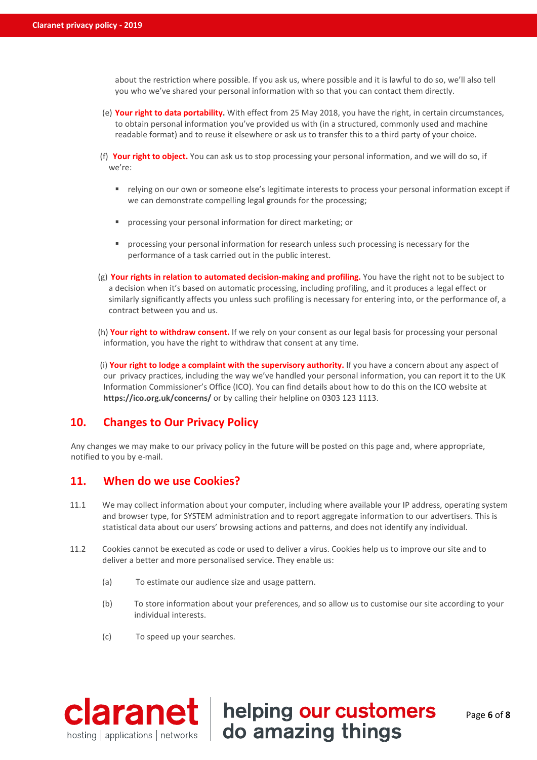about the restriction where possible. If you ask us, where possible and it is lawful to do so, we'll also tell you who we've shared your personal information with so that you can contact them directly.

(e) **Your right to data portability.** With effect from 25 May 2018, you have the right, in certain circumstances, to obtain personal information you've provided us with (in a structured, commonly used and machine readable format) and to reuse it elsewhere or ask us to transfer this to a third party of your choice.

(f) **Your right to object.** You can ask us to stop processing your personal information, and we will do so, if we're:

- relying on our own or someone else's legitimate interests to process your personal information except if we can demonstrate compelling legal grounds for the processing;
- processing your personal information for direct marketing; or
- processing your personal information for research unless such processing is necessary for the performance of a task carried out in the public interest.

(g) **Your rights in relation to automated decision-making and profiling.** You have the right not to be subject to a decision when it's based on automatic processing, including profiling, and it produces a legal effect or similarly significantly affects you unless such profiling is necessary for entering into, or the performance of, a contract between you and us.

(h) **Your right to withdraw consent.** If we rely on your consent as our legal basis for processing your personal information, you have the right to withdraw that consent at any time.

(i) **Your right to lodge a complaint with the supervisory authority.** If you have a concern about any aspect of our privacy practices, including the way we've handled your personal information, you can report it to the UK Information Commissioner's Office (ICO). You can find details about how to do this on the ICO website at **https://ico.org.uk/concerns/** or by calling their helpline on 0303 123 1113.

## 10. Changes to Our Privacy Policy

Any changes we may make to our privacy policy in the future will be posted on this page and, where appropriate, notified to you by e-mail.

## 11. When do we use Cookies?

11.1 We may collect information about your computer, including where available your IP address, operating system and browser type, for SYSTEM administration and to report aggregate information to our advertisers. This is statistical data about our users' browsing actions and patterns, and does not identify any individual.

11.2 Cookies cannot be executed as code or used to deliver a virus. Cookies help us to improve our site and to deliver a better and more personalised service. They enable us:

(a) To estimate our audience size and usage pattern.

(b) To store information about your preferences, and so allow us to customise our site according to your individual interests.

(c) To speed up your searches.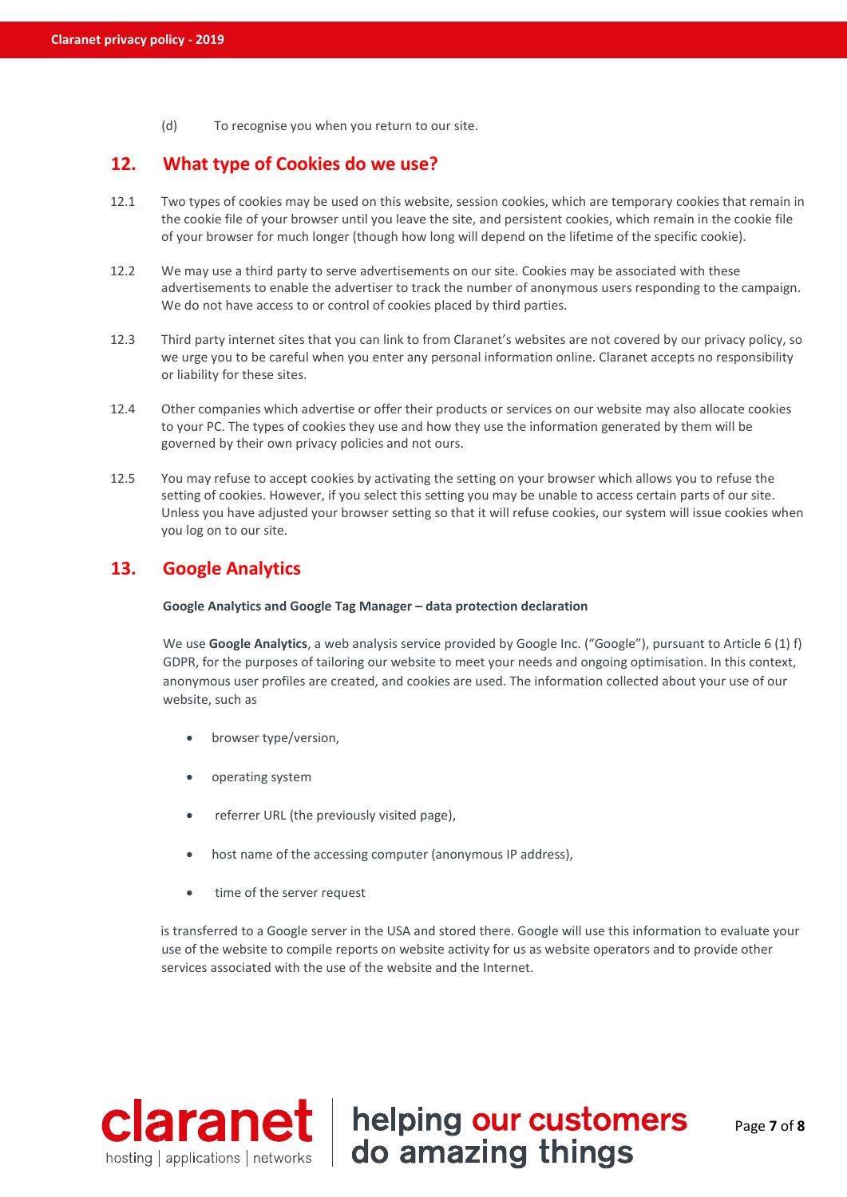(d) To recognise you when you return to our site.

## 12. What type of Cookies do we use?

12.1 Two types of cookies may be used on this website, session cookies, which are temporary cookies that remain in the cookie file of your browser until you leave the site, and persistent cookies, which remain in the cookie file of your browser for much longer (though how long will depend on the lifetime of the specific cookie).

12.2 We may use a third party to serve advertisements on our site. Cookies may be associated with these advertisements to enable the advertiser to track the number of anonymous users responding to the campaign. We do not have access to or control of cookies placed by third parties.

12.3 Third party internet sites that you can link to from Claranet's websites are not covered by our privacy policy, so we urge you to be careful when you enter any personal information online. Claranet accepts no responsibility or liability for these sites.

12.4 Other companies which advertise or offer their products or services on our website may also allocate cookies to your PC. The types of cookies they use and how they use the information generated by them will be governed by their own privacy policies and not ours.

12.5 You may refuse to accept cookies by activating the setting on your browser which allows you to refuse the setting of cookies. However, if you select this setting you may be unable to access certain parts of our site. Unless you have adjusted your browser setting so that it will refuse cookies, our system will issue cookies when you log on to our site.

## 13. Google Analytics

**Google Analytics and Google Tag Manager – data protection declaration**

We use **Google Analytics**, a web analysis service provided by Google Inc. ("Google"), pursuant to Article 6 (1) f) GDPR, for the purposes of tailoring our website to meet your needs and ongoing optimisation. In this context, anonymous user profiles are created, and cookies are used. The information collected about your use of our website, such as

- browser type/version,
- operating system
- referrer URL (the previously visited page),
- host name of the accessing computer (anonymous IP address),
- time of the server request

is transferred to a Google server in the USA and stored there. Google will use this information to evaluate your use of the website to compile reports on website activity for us as website operators and to provide other services associated with the use of the website and the Internet.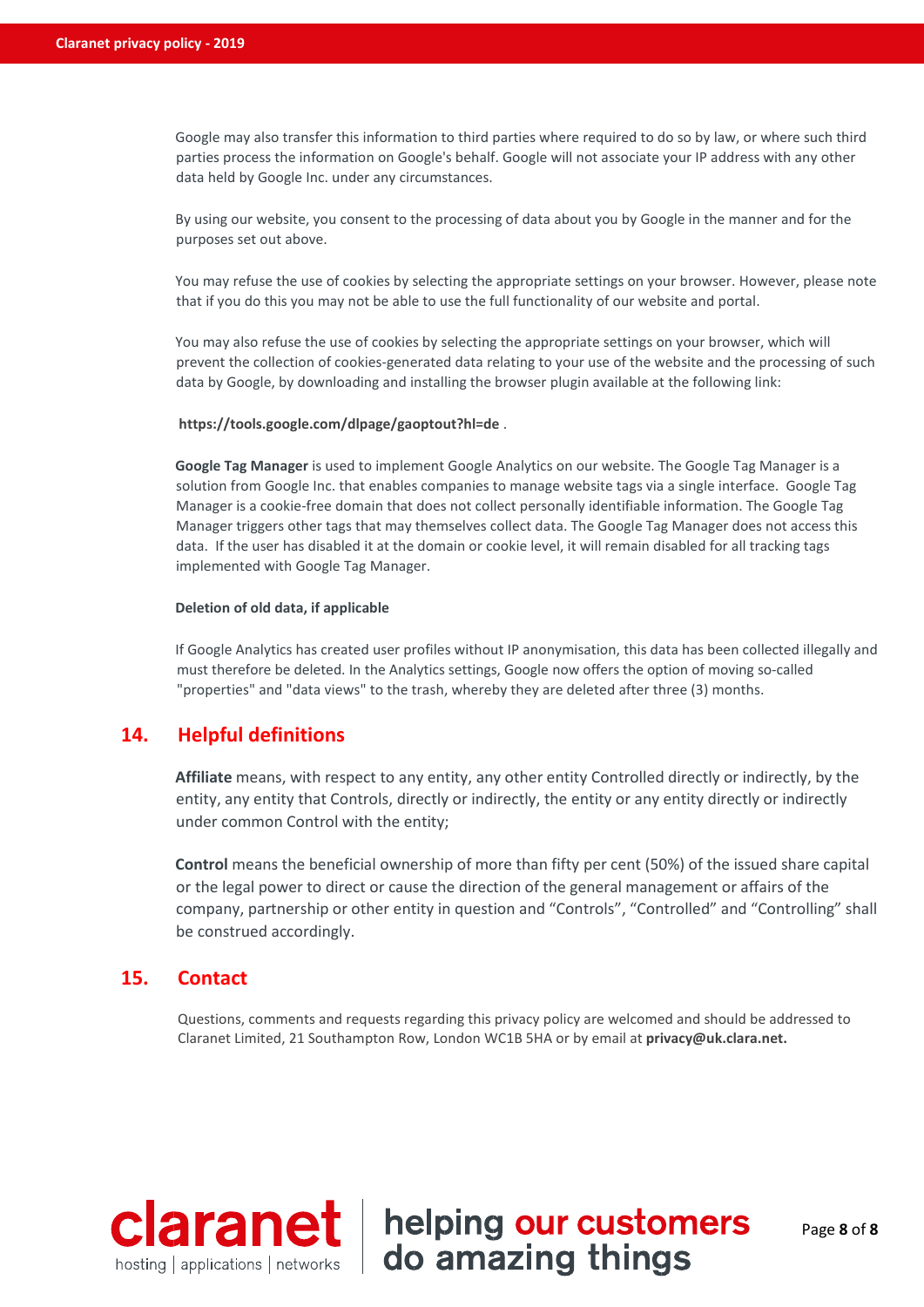Google may also transfer this information to third parties where required to do so by law, or where such third parties process the information on Google's behalf. Google will not associate your IP address with any other data held by Google Inc. under any circumstances.

By using our website, you consent to the processing of data about you by Google in the manner and for the purposes set out above.

You may refuse the use of cookies by selecting the appropriate settings on your browser. However, please note that if you do this you may not be able to use the full functionality of our website and portal.

You may also refuse the use of cookies by selecting the appropriate settings on your browser, which will prevent the collection of cookies-generated data relating to your use of the website and the processing of such data by Google, by downloading and installing the browser plugin available at the following link:

**https://tools.google.com/dlpage/gaoptout?hl=de** .

**Google Tag Manager** is used to implement Google Analytics on our website. The Google Tag Manager is a solution from Google Inc. that enables companies to manage website tags via a single interface. Google Tag Manager is a cookie-free domain that does not collect personally identifiable information. The Google Tag Manager triggers other tags that may themselves collect data. The Google Tag Manager does not access this data. If the user has disabled it at the domain or cookie level, it will remain disabled for all tracking tags implemented with Google Tag Manager.

**Deletion of old data, if applicable**

If Google Analytics has created user profiles without IP anonymisation, this data has been collected illegally and must therefore be deleted. In the Analytics settings, Google now offers the option of moving so-called "properties" and "data views" to the trash, whereby they are deleted after three (3) months.

## 14. Helpful definitions

**Affiliate** means, with respect to any entity, any other entity Controlled directly or indirectly, by the entity, any entity that Controls, directly or indirectly, the entity or any entity directly or indirectly under common Control with the entity;

**Control** means the beneficial ownership of more than fifty per cent (50%) of the issued share capital or the legal power to direct or cause the direction of the general management or affairs of the company, partnership or other entity in question and “Controls”, “Controlled” and “Controlling” shall be construed accordingly.

## 15. Contact

Questions, comments and requests regarding this privacy policy are welcomed and should be addressed to Claranet Limited, 21 Southampton Row, London WC1B 5HA or by email at **privacy@uk.clara.net.**